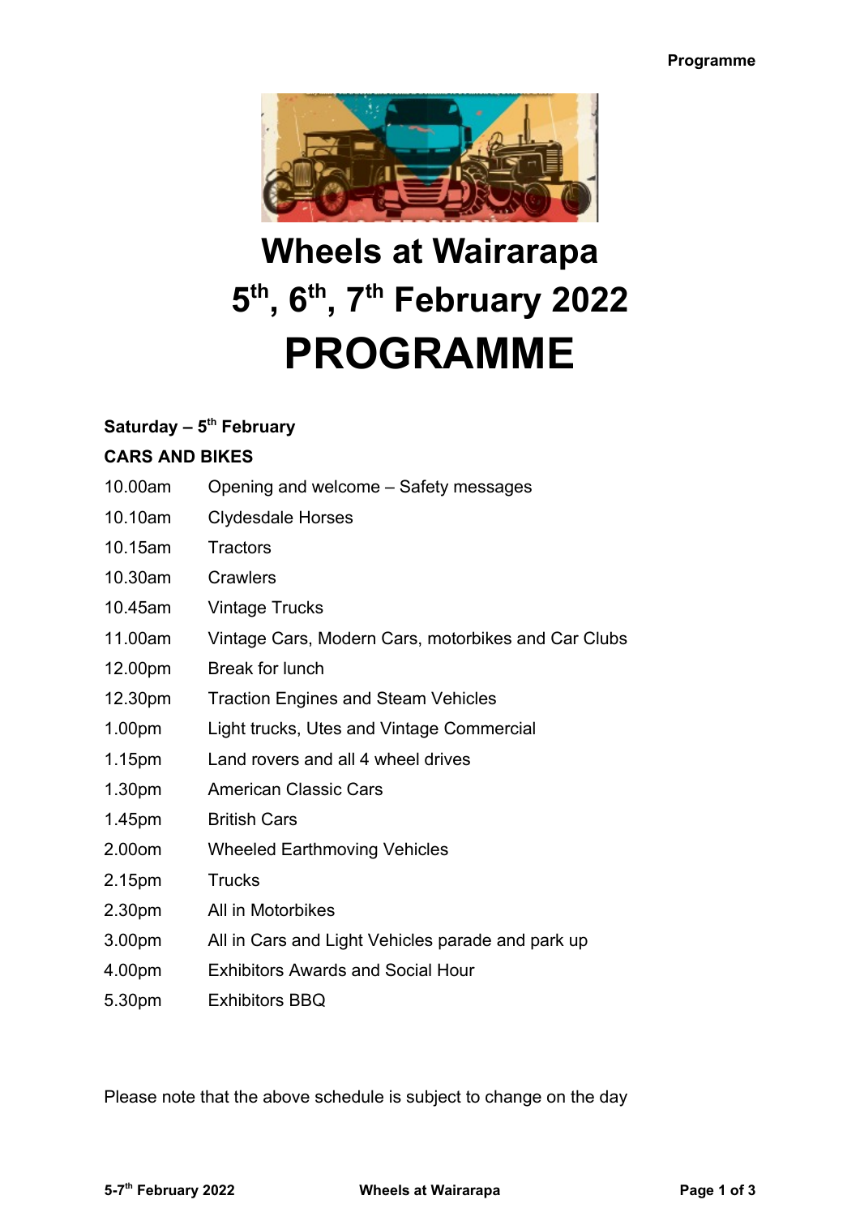# Wheels at Wairarapa

# 5th, 6th, 7th February 2022

# PROGRAMME

**Saturday – 5th February**

**CARS AND BIKES**

| | |
|---|---|
| 10.00am | Opening and welcome – Safety messages |
| 10.10am | Clydesdale Horses |
| 10.15am | Tractors |
| 10.30am | Crawlers |
| 10.45am | Vintage Trucks |
| 11.00am | Vintage Cars, Modern Cars, motorbikes and Car Clubs |
| 12.00pm | Break for lunch |
| 12.30pm | Traction Engines and Steam Vehicles |
| 1.00pm | Light trucks, Utes and Vintage Commercial |
| 1.15pm | Land rovers and all 4 wheel drives |
| 1.30pm | American Classic Cars |
| 1.45pm | British Cars |
| 2.00om | Wheeled Earthmoving Vehicles |
| 2.15pm | Trucks |
| 2.30pm | All in Motorbikes |
| 3.00pm | All in Cars and Light Vehicles parade and park up |
| 4.00pm | Exhibitors Awards and Social Hour |
| 5.30pm | Exhibitors BBQ |

Please note that the above schedule is subject to change on the day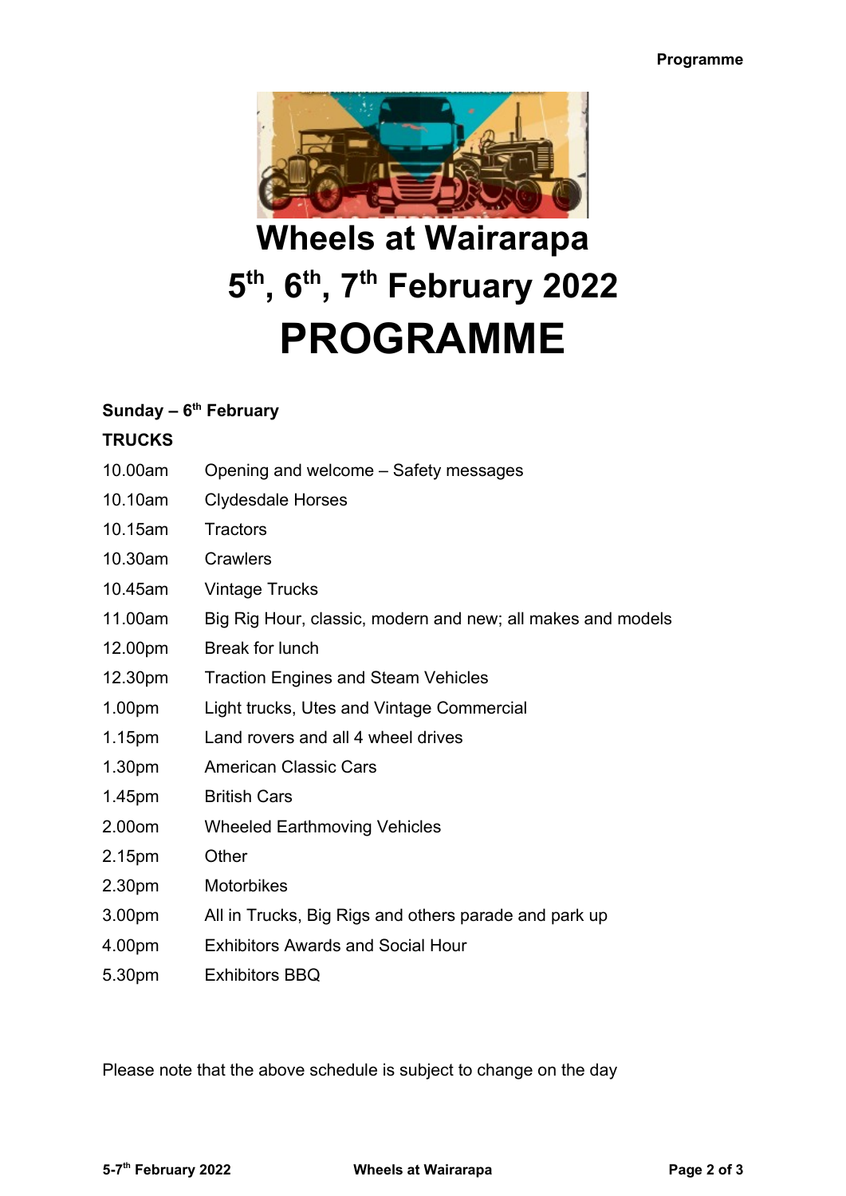# Wheels at Wairarapa

## 5th, 6th, 7th February 2022

# PROGRAMME

**Sunday – 6th February**

**TRUCKS**

| | |
|---|---|
| 10.00am | Opening and welcome – Safety messages |
| 10.10am | Clydesdale Horses |
| 10.15am | Tractors |
| 10.30am | Crawlers |
| 10.45am | Vintage Trucks |
| 11.00am | Big Rig Hour, classic, modern and new; all makes and models |
| 12.00pm | Break for lunch |
| 12.30pm | Traction Engines and Steam Vehicles |
| 1.00pm | Light trucks, Utes and Vintage Commercial |
| 1.15pm | Land rovers and all 4 wheel drives |
| 1.30pm | American Classic Cars |
| 1.45pm | British Cars |
| 2.00om | Wheeled Earthmoving Vehicles |
| 2.15pm | Other |
| 2.30pm | Motorbikes |
| 3.00pm | All in Trucks, Big Rigs and others parade and park up |
| 4.00pm | Exhibitors Awards and Social Hour |
| 5.30pm | Exhibitors BBQ |

Please note that the above schedule is subject to change on the day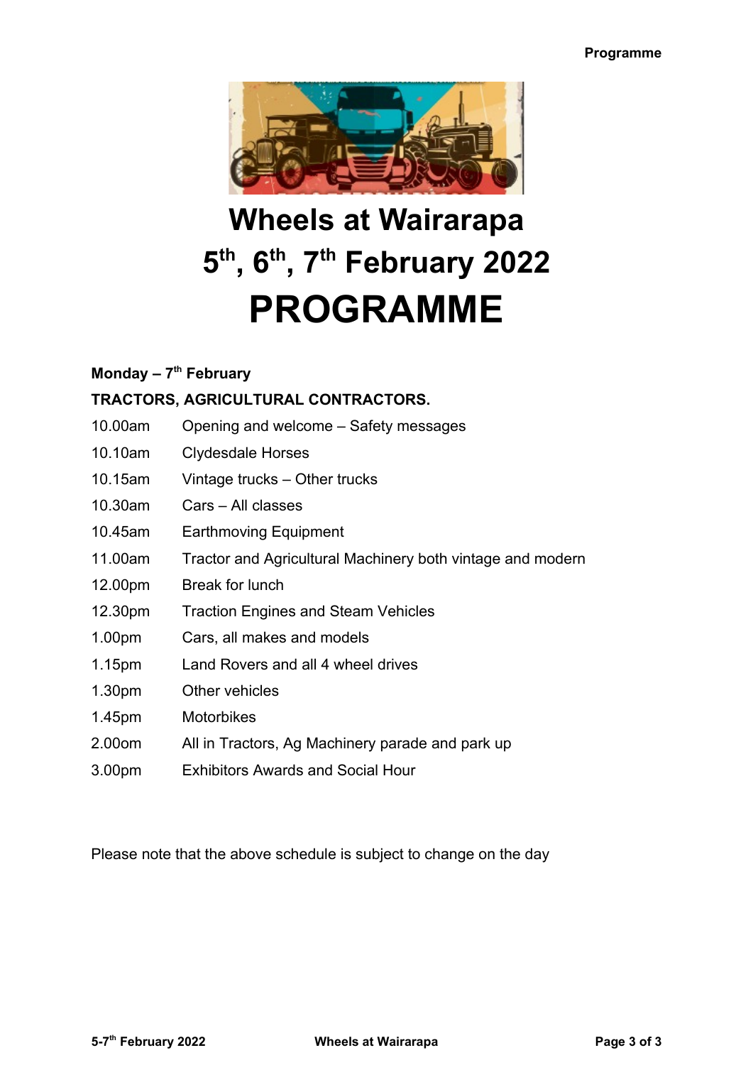# Wheels at Wairarapa

# 5th, 6th, 7th February 2022

# PROGRAMME

**Monday – 7th February**

**TRACTORS, AGRICULTURAL CONTRACTORS.**

| | |
|---|---|
| 10.00am | Opening and welcome – Safety messages |
| 10.10am | Clydesdale Horses |
| 10.15am | Vintage trucks – Other trucks |
| 10.30am | Cars – All classes |
| 10.45am | Earthmoving Equipment |
| 11.00am | Tractor and Agricultural Machinery both vintage and modern |
| 12.00pm | Break for lunch |
| 12.30pm | Traction Engines and Steam Vehicles |
| 1.00pm | Cars, all makes and models |
| 1.15pm | Land Rovers and all 4 wheel drives |
| 1.30pm | Other vehicles |
| 1.45pm | Motorbikes |
| 2.00om | All in Tractors, Ag Machinery parade and park up |
| 3.00pm | Exhibitors Awards and Social Hour |

Please note that the above schedule is subject to change on the day